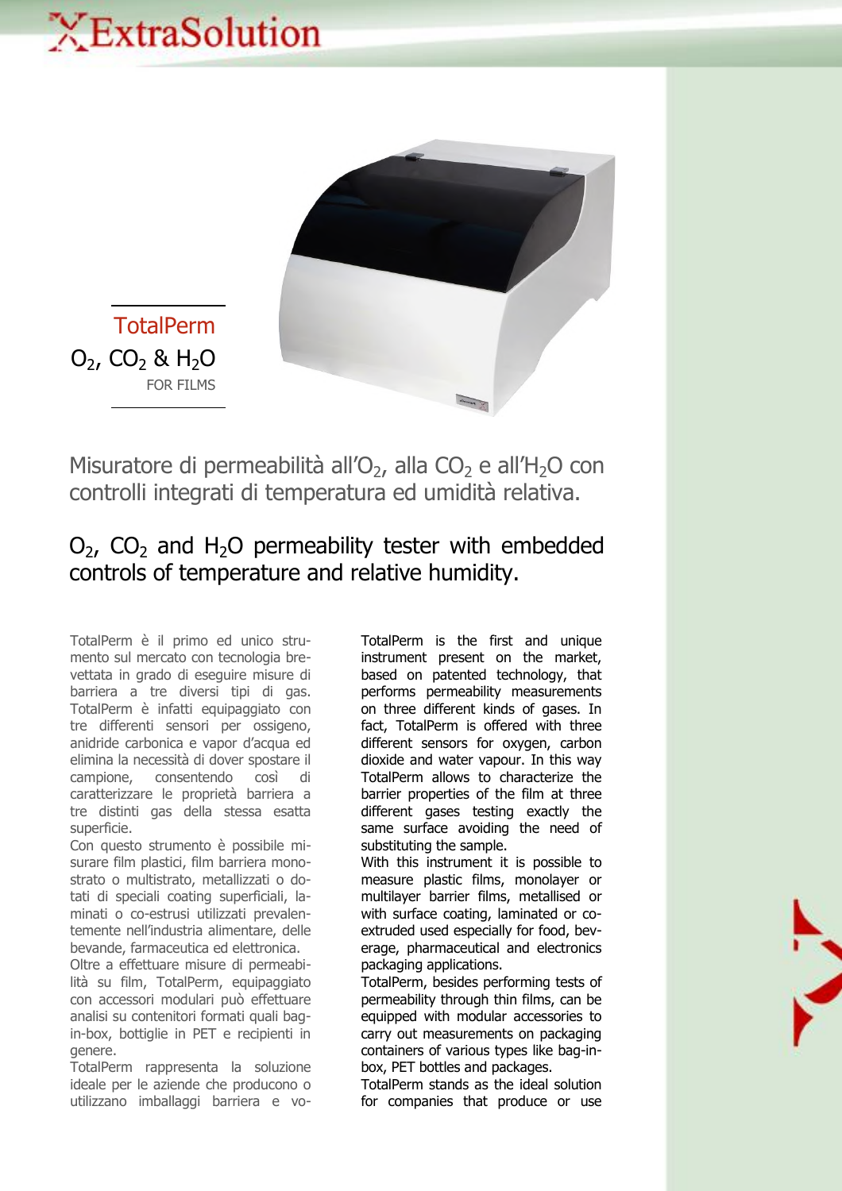ExtraSolution

## TotalPerm

$O_2$, $CO_2$ & $H_2O$

FOR FILMS

## Misuratore di permeabilità all'$O_2$, alla $CO_2$ e all'$H_2O$ con controlli integrati di temperatura ed umidità relativa.

## $O_2$, $CO_2$ and $H_2O$ permeability tester with embedded controls of temperature and relative humidity.

TotalPerm è il primo ed unico strumento sul mercato con tecnologia brevettata in grado di eseguire misure di barriera a tre diversi tipi di gas. TotalPerm è infatti equipaggiato con tre differenti sensori per ossigeno, anidride carbonica e vapor d'acqua ed elimina la necessità di dover spostare il campione, consentendo così di caratterizzare le proprietà barriera a tre distinti gas della stessa esatta superficie.

Con questo strumento è possibile misurare film plastici, film barriera monostrato o multistrato, metallizzati o dotati di speciali coating superficiali, laminati o co-estrusi utilizzati prevalentemente nell'industria alimentare, delle bevande, farmaceutica ed elettronica.

Oltre a effettuare misure di permeabilità su film, TotalPerm, equipaggiato con accessori modulari può effettuare analisi su contenitori formati quali bag-in-box, bottiglie in PET e recipienti in genere.

TotalPerm rappresenta la soluzione ideale per le aziende che producono o utilizzano imballaggi barriera e vo-

TotalPerm is the first and unique instrument present on the market, based on patented technology, that performs permeability measurements on three different kinds of gases. In fact, TotalPerm is offered with three different sensors for oxygen, carbon dioxide and water vapour. In this way TotalPerm allows to characterize the barrier properties of the film at three different gases testing exactly the same surface avoiding the need of substituting the sample.

With this instrument it is possible to measure plastic films, monolayer or multilayer barrier films, metallised or with surface coating, laminated or co-extruded used especially for food, beverage, pharmaceutical and electronics packaging applications.

TotalPerm, besides performing tests of permeability through thin films, can be equipped with modular accessories to carry out measurements on packaging containers of various types like bag-in-box, PET bottles and packages.

TotalPerm stands as the ideal solution for companies that produce or use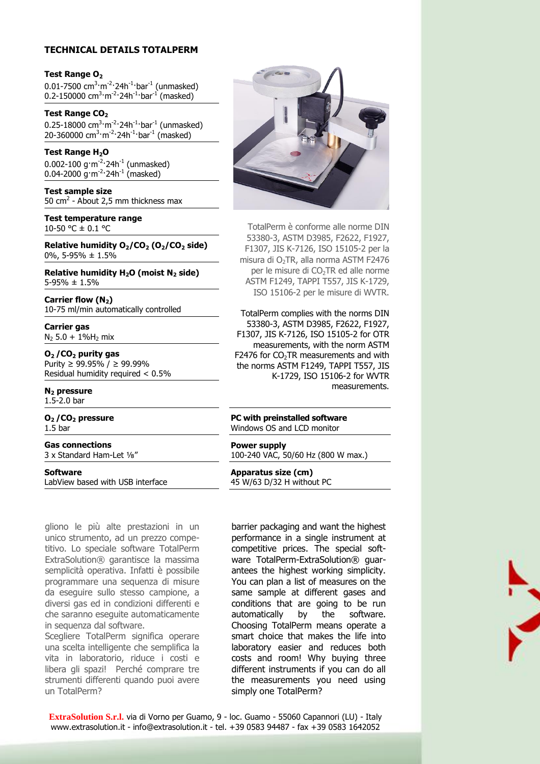## TECHNICAL DETAILS TOTALPERM

**Test Range $O_2$**
0.01-7500 $cm^3 \cdot m^{-2} \cdot 24h^{-1} \cdot bar^{-1}$ (unmasked)
0.2-150000 $cm^3 \cdot m^{-2} \cdot 24h^{-1} \cdot bar^{-1}$ (masked)

**Test Range $CO_2$**
0.25-18000 $cm^3 \cdot m^{-2} \cdot 24h^{-1} \cdot bar^{-1}$ (unmasked)
20-360000 $cm^3 \cdot m^{-2} \cdot 24h^{-1} \cdot bar^{-1}$ (masked)

**Test Range $H_2O$**
0.002-100 $g \cdot m^{-2} \cdot 24h^{-1}$ (unmasked)
0.04-2000 $g \cdot m^{-2} \cdot 24h^{-1}$ (masked)

**Test sample size**
50 $cm^2$ - About 2,5 mm thickness max

**Test temperature range**
10-50 °C ± 0.1 °C

**Relative humidity $O_2/CO_2$ ($O_2/CO_2$ side)**
0%, 5-95% ± 1.5%

**Relative humidity $H_2O$ (moist $N_2$ side)**
5-95% ± 1.5%

**Carrier flow ($N_2$)**
10-75 ml/min automatically controlled

**Carrier gas**
$N_2$ 5.0 + 1%$H_2$ mix

**$O_2$ /$CO_2$ purity gas**
Purity ≥ 99.95% / ≥ 99.99%
Residual humidity required < 0.5%

**$N_2$ pressure**
1.5-2.0 bar

**$O_2$ /$CO_2$ pressure**
1.5 bar

**Gas connections**
3 x Standard Ham-Let ⅛"

**Software**
LabView based with USB interface

TotalPerm è conforme alle norme DIN 53380-3, ASTM D3985, F2622, F1927, F1307, JIS K-7126, ISO 15105-2 per la misura di $O_2$TR, alla norma ASTM F2476 per le misure di $CO_2$TR ed alle norme ASTM F1249, TAPPI T557, JIS K-1729, ISO 15106-2 per le misure di WVTR.

TotalPerm complies with the norms DIN 53380-3, ASTM D3985, F2622, F1927, F1307, JIS K-7126, ISO 15105-2 for OTR measurements, with the norm ASTM F2476 for $CO_2$TR measurements and with the norms ASTM F1249, TAPPI T557, JIS K-1729, ISO 15106-2 for WVTR measurements.

**PC with preinstalled software**
Windows OS and LCD monitor

**Power supply**
100-240 VAC, 50/60 Hz (800 W max.)

**Apparatus size (cm)**
45 W/63 D/32 H without PC

gliono le più alte prestazioni in un unico strumento, ad un prezzo competitivo. Lo speciale software TotalPerm ExtraSolution® garantisce la massima semplicità operativa. Infatti è possibile programmare una sequenza di misure da eseguire sullo stesso campione, a diversi gas ed in condizioni differenti e che saranno eseguite automaticamente in sequenza dal software.
Scegliere TotalPerm significa operare una scelta intelligente che semplifica la vita in laboratorio, riduce i costi e libera gli spazi! Perché comprare tre strumenti differenti quando puoi avere un TotalPerm?

barrier packaging and want the highest performance in a single instrument at competitive prices. The special software TotalPerm-ExtraSolution® guarantees the highest working simplicity. You can plan a list of measures on the same sample at different gases and conditions that are going to be run automatically by the software. Choosing TotalPerm means operate a smart choice that makes the life into laboratory easier and reduces both costs and room! Why buying three different instruments if you can do all the measurements you need using simply one TotalPerm?

**ExtraSolution S.r.l.** via di Vorno per Guamo, 9 - loc. Guamo - 55060 Capannori (LU) - Italy
www.extrasolution.it - info@extrasolution.it - tel. +39 0583 94487 - fax +39 0583 1642052